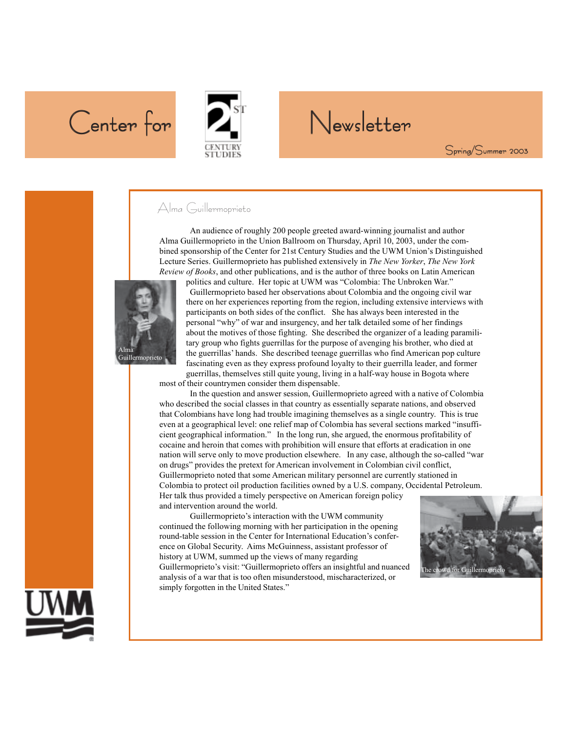# Center for 21st Century Studies Newsletter

Spring/Summer 2003

## Alma Guillermoprieto

An audience of roughly 200 people greeted award-winning journalist and author Alma Guillermoprieto in the Union Ballroom on Thursday, April 10, 2003, under the combined sponsorship of the Center for 21st Century Studies and the UWM Union's Distinguished Lecture Series. Guillermoprieto has published extensively in *The New Yorker*, *The New York Review of Books*, and other publications, and is the author of three books on Latin American politics and culture. Her topic at UWM was "Colombia: The Unbroken War."

Alma Guillermoprieto

Guillermoprieto based her observations about Colombia and the ongoing civil war there on her experiences reporting from the region, including extensive interviews with participants on both sides of the conflict. She has always been interested in the personal "why" of war and insurgency, and her talk detailed some of her findings about the motives of those fighting. She described the organizer of a leading paramilitary group who fights guerrillas for the purpose of avenging his brother, who died at the guerrillas' hands. She described teenage guerrillas who find American pop culture fascinating even as they express profound loyalty to their guerrilla leader, and former guerrillas, themselves still quite young, living in a half-way house in Bogota where most of their countrymen consider them dispensable.

In the question and answer session, Guillermoprieto agreed with a native of Colombia who described the social classes in that country as essentially separate nations, and observed that Colombians have long had trouble imagining themselves as a single country. This is true even at a geographical level: one relief map of Colombia has several sections marked "insufficient geographical information." In the long run, she argued, the enormous profitability of cocaine and heroin that comes with prohibition will ensure that efforts at eradication in one nation will serve only to move production elsewhere. In any case, although the so-called "war on drugs" provides the pretext for American involvement in Colombian civil conflict, Guillermoprieto noted that some American military personnel are currently stationed in Colombia to protect oil production facilities owned by a U.S. company, Occidental Petroleum. Her talk thus provided a timely perspective on American foreign policy and intervention around the world.

Guillermoprieto's interaction with the UWM community continued the following morning with her participation in the opening round-table session in the Center for International Education's conference on Global Security. Aims McGuinness, assistant professor of history at UWM, summed up the views of many regarding Guillermoprieto's visit: "Guillermoprieto offers an insightful and nuanced analysis of a war that is too often misunderstood, mischaracterized, or simply forgotten in the United States."

The crowd for Guillermoprieto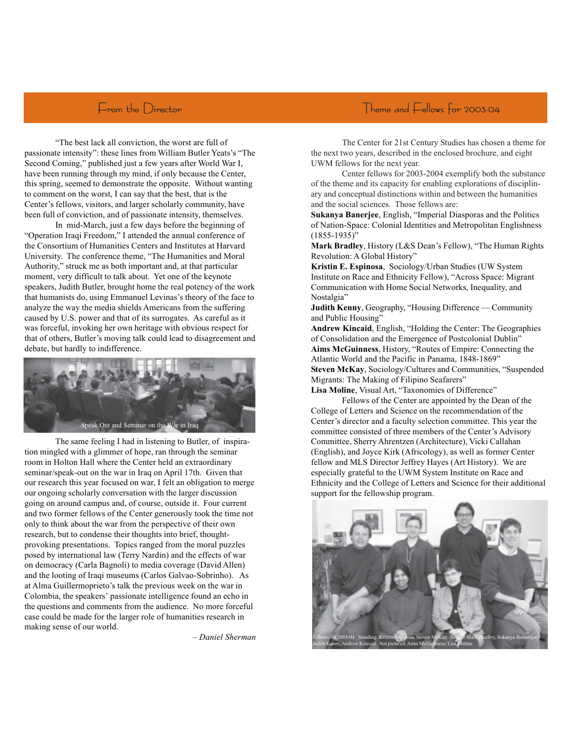## From the Director

"The best lack all conviction, the worst are full of passionate intensity": these lines from William Butler Yeats's "The Second Coming," published just a few years after World War I, have been running through my mind, if only because the Center, this spring, seemed to demonstrate the opposite. Without wanting to comment on the worst, I can say that the best, that is the Center's fellows, visitors, and larger scholarly community, have been full of conviction, and of passionate intensity, themselves.

In mid-March, just a few days before the beginning of "Operation Iraqi Freedom," I attended the annual conference of the Consortium of Humanities Centers and Institutes at Harvard University. The conference theme, "The Humanities and Moral Authority," struck me as both important and, at that particular moment, very difficult to talk about. Yet one of the keynote speakers, Judith Butler, brought home the real potency of the work that humanists do, using Emmanuel Levinas's theory of the face to analyze the way the media shields Americans from the suffering caused by U.S. power and that of its surrogates. As careful as it was forceful, invoking her own heritage with obvious respect for that of others, Butler's moving talk could lead to disagreement and debate, but hardly to indifference.

Speak Out and Seminar on the War in Iraq

The same feeling I had in listening to Butler, of inspiration mingled with a glimmer of hope, ran through the seminar room in Holton Hall where the Center held an extraordinary seminar/speak-out on the war in Iraq on April 17th. Given that our research this year focused on war, I felt an obligation to merge our ongoing scholarly conversation with the larger discussion going on around campus and, of course, outside it. Four current and two former fellows of the Center generously took the time not only to think about the war from the perspective of their own research, but to condense their thoughts into brief, thought-provoking presentations. Topics ranged from the moral puzzles posed by international law (Terry Nardin) and the effects of war on democracy (Carla Bagnoli) to media coverage (David Allen) and the looting of Iraqi museums (Carlos Galvao-Sobrinho). As at Alma Guillermoprieto's talk the previous week on the war in Colombia, the speakers' passionate intelligence found an echo in the questions and comments from the audience. No more forceful case could be made for the larger role of humanities research in making sense of our world.

*– Daniel Sherman*

## Theme and Fellows for 2003-04

The Center for 21st Century Studies has chosen a theme for the next two years, described in the enclosed brochure, and eight UWM fellows for the next year.

Center fellows for 2003-2004 exemplify both the substance of the theme and its capacity for enabling explorations of disciplinary and conceptual distinctions within and between the humanities and the social sciences. Those fellows are:

**Sukanya Banerjee**, English, "Imperial Diasporas and the Politics of Nation-Space: Colonial Identities and Metropolitan Englishness (1855-1935)"

**Mark Bradley**, History (L&S Dean's Fellow), "The Human Rights Revolution: A Global History"

**Kristin E. Espinosa**, Sociology/Urban Studies (UW System Institute on Race and Ethnicity Fellow), "Across Space: Migrant Communication with Home Social Networks, Inequality, and Nostalgia"

**Judith Kenny**, Geography, "Housing Difference — Community and Public Housing"

**Andrew Kincaid**, English, "Holding the Center: The Geographies of Consolidation and the Emergence of Postcolonial Dublin"

**Aims McGuinness**, History, "Routes of Empire: Connecting the Atlantic World and the Pacific in Panama, 1848-1869"

**Steven McKay**, Sociology/Cultures and Communities, "Suspended Migrants: The Making of Filipino Seafarers"

**Lisa Moline**, Visual Art, "Taxonomies of Difference"

Fellows of the Center are appointed by the Dean of the College of Letters and Science on the recommendation of the Center's director and a faculty selection committee. This year the committee consisted of three members of the Center's Advisory Committee, Sherry Ahrentzen (Architecture), Vicki Callahan (English), and Joyce Kirk (Africology), as well as former Center fellow and MLS Director Jeffrey Hayes (Art History). We are especially grateful to the UWM System Institute on Race and Ethnicity and the College of Letters and Science for their additional support for the fellowship program.

Fellows for 2003-04. Standing: Kristen Espinosa, Steven McKay. Seated: Mark Bradley, Sukanya Bannerjee, Judith Kenny, Andrew Kincaid. Not pictured: Aims McGuinness, Lisa Moline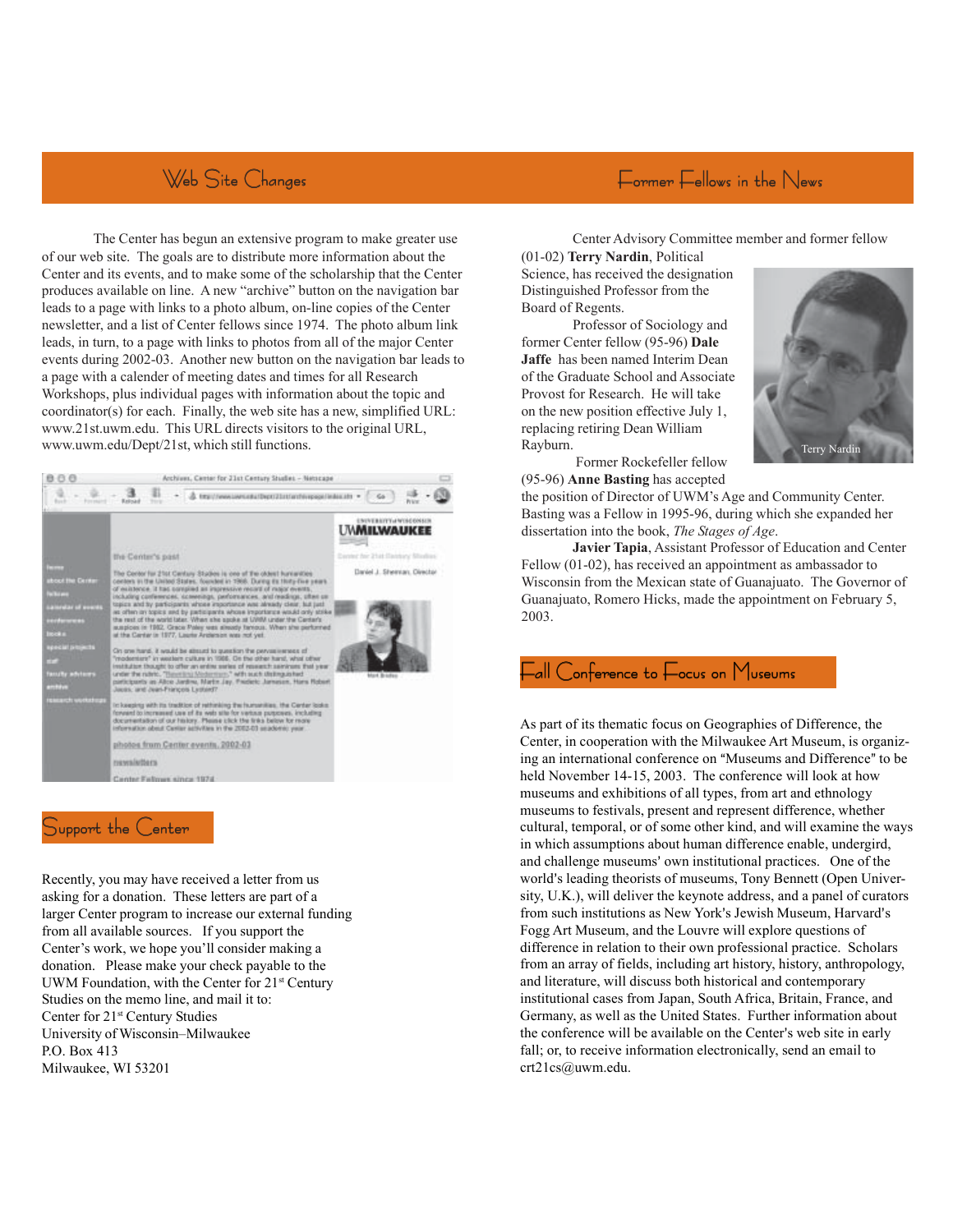## Web Site Changes

The Center has begun an extensive program to make greater use of our web site. The goals are to distribute more information about the Center and its events, and to make some of the scholarship that the Center produces available on line. A new "archive" button on the navigation bar leads to a page with links to a photo album, on-line copies of the Center newsletter, and a list of Center fellows since 1974. The photo album link leads, in turn, to a page with links to photos from all of the major Center events during 2002-03. Another new button on the navigation bar leads to a calender of meeting dates and times for all Research Workshops, plus individual pages with information about the topic and coordinator(s) for each. Finally, the web site has a new, simplified URL: www.21st.uwm.edu. This URL directs visitors to the original URL, www.uwm.edu/Dept/21st, which still functions.

## Support the Center

Recently, you may have received a letter from us asking for a donation. These letters are part of a larger Center program to increase our external funding from all available sources. If you support the Center's work, we hope you'll consider making a donation. Please make your check payable to the UWM Foundation, with the Center for 21st Century Studies on the memo line, and mail it to:
Center for 21st Century Studies
University of Wisconsin–Milwaukee
P.O. Box 413
Milwaukee, WI 53201

## Former Fellows in the News

Center Advisory Committee member and former fellow (01-02) **Terry Nardin**, Political Science, has received the designation Distinguished Professor from the Board of Regents.

Terry Nardin

Professor of Sociology and former Center fellow (95-96) **Dale Jaffe** has been named Interim Dean of the Graduate School and Associate Provost for Research. He will take on the new position effective July 1, replacing retiring Dean William Rayburn.

Former Rockefeller fellow (95-96) **Anne Basting** has accepted the position of Director of UWM's Age and Community Center. Basting was a Fellow in 1995-96, during which she expanded her dissertation into the book, *The Stages of Age*.

**Javier Tapia**, Assistant Professor of Education and Center Fellow (01-02), has received an appointment as ambassador to Wisconsin from the Mexican state of Guanajuato. The Governor of Guanajuato, Romero Hicks, made the appointment on February 5, 2003.

## Fall Conference to Focus on Museums

As part of its thematic focus on Geographies of Difference, the Center, in cooperation with the Milwaukee Art Museum, is organizing an international conference on "Museums and Difference" to be held November 14-15, 2003. The conference will look at how museums and exhibitions of all types, from art and ethnology museums to festivals, present and represent difference, whether cultural, temporal, or of some other kind, and will examine the ways in which assumptions about human difference enable, undergird, and challenge museums' own institutional practices. One of the world's leading theorists of museums, Tony Bennett (Open University, U.K.), will deliver the keynote address, and a panel of curators from such institutions as New York's Jewish Museum, Harvard's Fogg Art Museum, and the Louvre will explore questions of difference in relation to their own professional practice. Scholars from an array of fields, including art history, history, anthropology, and literature, will discuss both historical and contemporary institutional cases from Japan, South Africa, Britain, France, and Germany, as well as the United States. Further information about the conference will be available on the Center's web site in early fall; or, to receive information electronically, send an email to crt21cs@uwm.edu.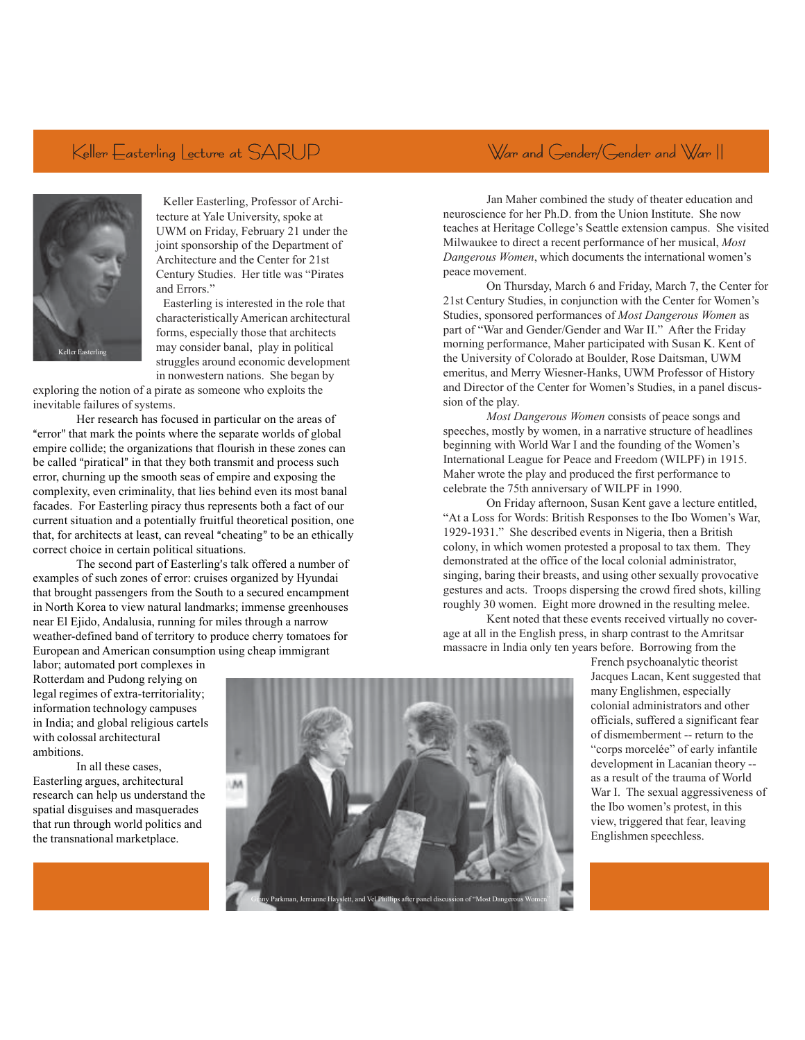## Keller Easterling Lecture at SARUP

Keller Easterling

Keller Easterling, Professor of Architecture at Yale University, spoke at UWM on Friday, February 21 under the joint sponsorship of the Department of Architecture and the Center for 21st Century Studies. Her title was "Pirates and Errors."

Easterling is interested in the role that characteristically American architectural forms, especially those that architects may consider banal, play in political struggles around economic development in nonwestern nations. She began by exploring the notion of a pirate as someone who exploits the inevitable failures of systems.

Her research has focused in particular on the areas of "error" that mark the points where the separate worlds of global empire collide; the organizations that flourish in these zones can be called "piratical" in that they both transmit and process such error, churning up the smooth seas of empire and exposing the complexity, even criminality, that lies behind even its most banal facades. For Easterling piracy thus represents both a fact of our current situation and a potentially fruitful theoretical position, one that, for architects at least, can reveal "cheating" to be an ethically correct choice in certain political situations.

The second part of Easterling's talk offered a number of examples of such zones of error: cruises organized by Hyundai that brought passengers from the South to a secured encampment in North Korea to view natural landmarks; immense greenhouses near El Ejido, Andalusia, running for miles through a narrow weather-defined band of territory to produce cherry tomatoes for European and American consumption using cheap immigrant labor; automated port complexes in Rotterdam and Pudong relying on legal regimes of extra-territoriality; information technology campuses in India; and global religious cartels with colossal architectural ambitions.

In all these cases, Easterling argues, architectural research can help us understand the spatial disguises and masquerades that run through world politics and the transnational marketplace.

## War and Gender/Gender and War II

Jan Maher combined the study of theater education and neuroscience for her Ph.D. from the Union Institute. She now teaches at Heritage College's Seattle extension campus. She visited Milwaukee to direct a recent performance of her musical, *Most Dangerous Women*, which documents the international women's peace movement.

On Thursday, March 6 and Friday, March 7, the Center for 21st Century Studies, in conjunction with the Center for Women's Studies, sponsored performances of *Most Dangerous Women* as part of "War and Gender/Gender and War II." After the Friday morning performance, Maher participated with Susan K. Kent of the University of Colorado at Boulder, Rose Daitsman, UWM emeritus, and Merry Wiesner-Hanks, UWM Professor of History and Director of the Center for Women's Studies, in a panel discussion of the play.

*Most Dangerous Women* consists of peace songs and speeches, mostly by women, in a narrative structure of headlines beginning with World War I and the founding of the Women's International League for Peace and Freedom (WILPF) in 1915. Maher wrote the play and produced the first performance to celebrate the 75th anniversary of WILPF in 1990.

On Friday afternoon, Susan Kent gave a lecture entitled, "At a Loss for Words: British Responses to the Ibo Women's War, 1929-1931." She described events in Nigeria, then a British colony, in which women protested a proposal to tax them. They demonstrated at the office of the local colonial administrator, singing, baring their breasts, and using other sexually provocative gestures and acts. Troops dispersing the crowd fired shots, killing roughly 30 women. Eight more drowned in the resulting melee.

Kent noted that these events received virtually no coverage at all in the English press, in sharp contrast to the Amritsar massacre in India only ten years before. Borrowing from the French psychoanalytic theorist Jacques Lacan, Kent suggested that many Englishmen, especially colonial administrators and other officials, suffered a significant fear of dismemberment -- return to the "corps morcelée" of early infantile development in Lacanian theory -- as a result of the trauma of World War I. The sexual aggressiveness of the Ibo women's protest, in this view, triggered that fear, leaving Englishmen speechless.

Ginny Parkman, Jerrianne Hayslett, and Vel Phillips after panel discussion of "Most Dangerous Women"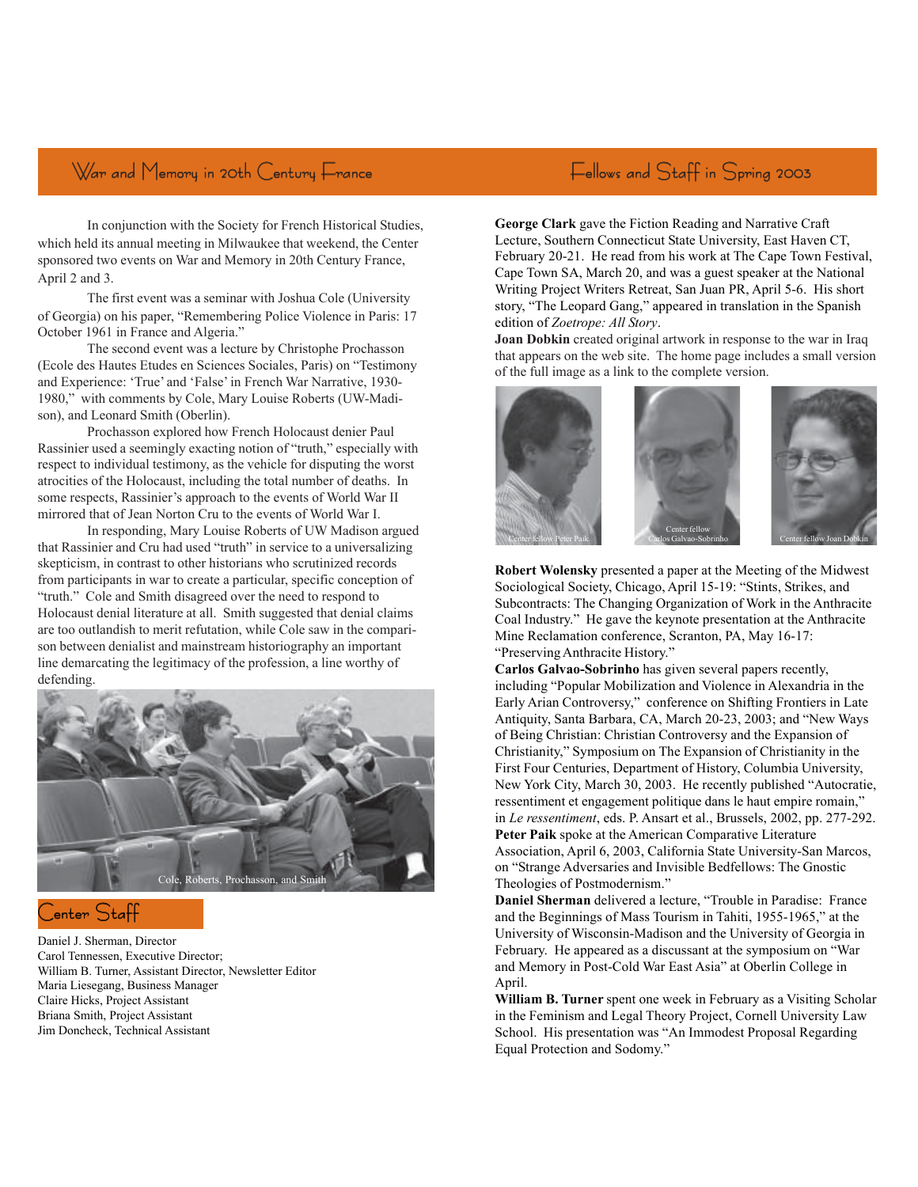## War and Memory in 20th Century France

In conjunction with the Society for French Historical Studies, which held its annual meeting in Milwaukee that weekend, the Center sponsored two events on War and Memory in 20th Century France, April 2 and 3.

The first event was a seminar with Joshua Cole (University of Georgia) on his paper, “Remembering Police Violence in Paris: 17 October 1961 in France and Algeria.”

The second event was a lecture by Christophe Prochasson (Ecole des Hautes Etudes en Sciences Sociales, Paris) on “Testimony and Experience: ‘True’ and ‘False’ in French War Narrative, 1930-1980,” with comments by Cole, Mary Louise Roberts (UW-Madison), and Leonard Smith (Oberlin).

Prochasson explored how French Holocaust denier Paul Rassinier used a seemingly exacting notion of “truth,” especially with respect to individual testimony, as the vehicle for disputing the worst atrocities of the Holocaust, including the total number of deaths. In some respects, Rassinier’s approach to the events of World War II mirrored that of Jean Norton Cru to the events of World War I.

In responding, Mary Louise Roberts of UW Madison argued that Rassinier and Cru had used “truth” in service to a universalizing skepticism, in contrast to other historians who scrutinized records from participants in war to create a particular, specific conception of “truth.” Cole and Smith disagreed over the need to respond to Holocaust denial literature at all. Smith suggested that denial claims are too outlandish to merit refutation, while Cole saw in the comparison between denialist and mainstream historiography an important line demarcating the legitimacy of the profession, a line worthy of defending.

Cole, Roberts, Prochasson, and Smith

## Center Staff

Daniel J. Sherman, Director
Carol Tennessen, Executive Director;
William B. Turner, Assistant Director, Newsletter Editor
Maria Liesegang, Business Manager
Claire Hicks, Project Assistant
Briana Smith, Project Assistant
Jim Doncheck, Technical Assistant

## Fellows and Staff in Spring 2003

**George Clark** gave the Fiction Reading and Narrative Craft Lecture, Southern Connecticut State University, East Haven CT, February 20-21. He read from his work at The Cape Town Festival, Cape Town SA, March 20, and was a guest speaker at the National Writing Project Writers Retreat, San Juan PR, April 5-6. His short story, “The Leopard Gang,” appeared in translation in the Spanish edition of *Zoetrope: All Story*.

**Joan Dobkin** created original artwork in response to the war in Iraq that appears on the web site. The home page includes a small version of the full image as a link to the complete version.

Center fellow Peter Paik

Center fellow Carlos Galvao-Sobrinho

Center fellow Joan Dobkin

**Robert Wolensky** presented a paper at the Meeting of the Midwest Sociological Society, Chicago, April 15-19: “Stints, Strikes, and Subcontracts: The Changing Organization of Work in the Anthracite Coal Industry.” He gave the keynote presentation at the Anthracite Mine Reclamation conference, Scranton, PA, May 16-17: “Preserving Anthracite History.”

**Carlos Galvao-Sobrinho** has given several papers recently, including “Popular Mobilization and Violence in Alexandria in the Early Arian Controversy,” conference on Shifting Frontiers in Late Antiquity, Santa Barbara, CA, March 20-23, 2003; and “New Ways of Being Christian: Christian Controversy and the Expansion of Christianity,” Symposium on The Expansion of Christianity in the First Four Centuries, Department of History, Columbia University, New York City, March 30, 2003. He recently published “Autocratie, ressentiment et engagement politique dans le haut empire romain,” in *Le ressentiment*, eds. P. Ansart et al., Brussels, 2002, pp. 277-292.

**Peter Paik** spoke at the American Comparative Literature Association, April 6, 2003, California State University-San Marcos, on “Strange Adversaries and Invisible Bedfellows: The Gnostic Theologies of Postmodernism.”

**Daniel Sherman** delivered a lecture, “Trouble in Paradise: France and the Beginnings of Mass Tourism in Tahiti, 1955-1965,” at the University of Wisconsin-Madison and the University of Georgia in February. He appeared as a discussant at the symposium on “War and Memory in Post-Cold War East Asia” at Oberlin College in April.

**William B. Turner** spent one week in February as a Visiting Scholar in the Feminism and Legal Theory Project, Cornell University Law School. His presentation was “An Immodest Proposal Regarding Equal Protection and Sodomy.”